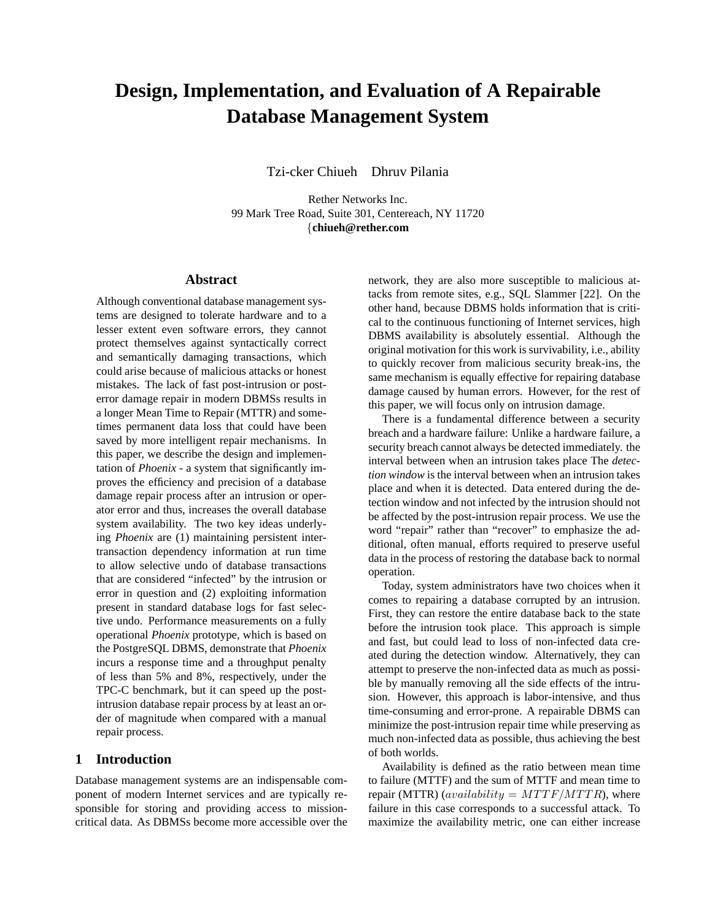# Design, Implementation, and Evaluation of A Repairable Database Management System

Tzi-cker Chiueh Dhruv Pilania

Rether Networks Inc.
99 Mark Tree Road, Suite 301, Centereach, NY 11720
{**chiueh@rether.com**

## Abstract

Although conventional database management systems are designed to tolerate hardware and to a lesser extent even software errors, they cannot protect themselves against syntactically correct and semantically damaging transactions, which could arise because of malicious attacks or honest mistakes. The lack of fast post-intrusion or post-error damage repair in modern DBMSs results in a longer Mean Time to Repair (MTTR) and sometimes permanent data loss that could have been saved by more intelligent repair mechanisms. In this paper, we describe the design and implementation of *Phoenix* - a system that significantly improves the efficiency and precision of a database damage repair process after an intrusion or operator error and thus, increases the overall database system availability. The two key ideas underlying *Phoenix* are (1) maintaining persistent inter-transaction dependency information at run time to allow selective undo of database transactions that are considered "infected" by the intrusion or error in question and (2) exploiting information present in standard database logs for fast selective undo. Performance measurements on a fully operational *Phoenix* prototype, which is based on the PostgreSQL DBMS, demonstrate that *Phoenix* incurs a response time and a throughput penalty of less than 5% and 8%, respectively, under the TPC-C benchmark, but it can speed up the post-intrusion database repair process by at least an order of magnitude when compared with a manual repair process.

## 1 Introduction

Database management systems are an indispensable component of modern Internet services and are typically responsible for storing and providing access to mission-critical data. As DBMSs become more accessible over the network, they are also more susceptible to malicious attacks from remote sites, e.g., SQL Slammer [22]. On the other hand, because DBMS holds information that is critical to the continuous functioning of Internet services, high DBMS availability is absolutely essential. Although the original motivation for this work is survivability, i.e., ability to quickly recover from malicious security break-ins, the same mechanism is equally effective for repairing database damage caused by human errors. However, for the rest of this paper, we will focus only on intrusion damage.

There is a fundamental difference between a security breach and a hardware failure: Unlike a hardware failure, a security breach cannot always be detected immediately. the interval between when an intrusion takes place The *detection window* is the interval between when an intrusion takes place and when it is detected. Data entered during the detection window and not infected by the intrusion should not be affected by the post-intrusion repair process. We use the word "repair" rather than "recover" to emphasize the additional, often manual, efforts required to preserve useful data in the process of restoring the database back to normal operation.

Today, system administrators have two choices when it comes to repairing a database corrupted by an intrusion. First, they can restore the entire database back to the state before the intrusion took place. This approach is simple and fast, but could lead to loss of non-infected data created during the detection window. Alternatively, they can attempt to preserve the non-infected data as much as possible by manually removing all the side effects of the intrusion. However, this approach is labor-intensive, and thus time-consuming and error-prone. A repairable DBMS can minimize the post-intrusion repair time while preserving as much non-infected data as possible, thus achieving the best of both worlds.

Availability is defined as the ratio between mean time to failure (MTTF) and the sum of MTTF and mean time to repair (MTTR) ($availability = MTTF/MTTR$), where failure in this case corresponds to a successful attack. To maximize the availability metric, one can either increase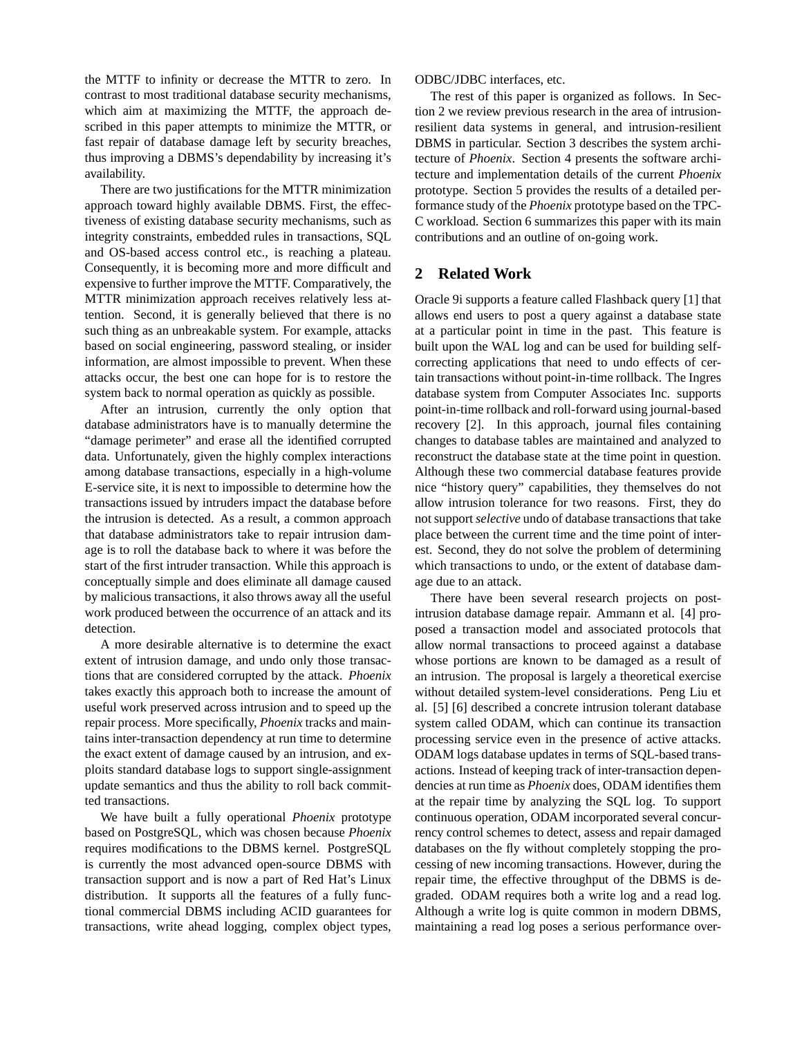the MTTF to infinity or decrease the MTTR to zero. In contrast to most traditional database security mechanisms, which aim at maximizing the MTTF, the approach described in this paper attempts to minimize the MTTR, or fast repair of database damage left by security breaches, thus improving a DBMS's dependability by increasing it's availability.

There are two justifications for the MTTR minimization approach toward highly available DBMS. First, the effectiveness of existing database security mechanisms, such as integrity constraints, embedded rules in transactions, SQL and OS-based access control etc., is reaching a plateau. Consequently, it is becoming more and more difficult and expensive to further improve the MTTF. Comparatively, the MTTR minimization approach receives relatively less attention. Second, it is generally believed that there is no such thing as an unbreakable system. For example, attacks based on social engineering, password stealing, or insider information, are almost impossible to prevent. When these attacks occur, the best one can hope for is to restore the system back to normal operation as quickly as possible.

After an intrusion, currently the only option that database administrators have is to manually determine the "damage perimeter" and erase all the identified corrupted data. Unfortunately, given the highly complex interactions among database transactions, especially in a high-volume E-service site, it is next to impossible to determine how the transactions issued by intruders impact the database before the intrusion is detected. As a result, a common approach that database administrators take to repair intrusion damage is to roll the database back to where it was before the start of the first intruder transaction. While this approach is conceptually simple and does eliminate all damage caused by malicious transactions, it also throws away all the useful work produced between the occurrence of an attack and its detection.

A more desirable alternative is to determine the exact extent of intrusion damage, and undo only those transactions that are considered corrupted by the attack. *Phoenix* takes exactly this approach both to increase the amount of useful work preserved across intrusion and to speed up the repair process. More specifically, *Phoenix* tracks and maintains inter-transaction dependency at run time to determine the exact extent of damage caused by an intrusion, and exploits standard database logs to support single-assignment update semantics and thus the ability to roll back committed transactions.

We have built a fully operational *Phoenix* prototype based on PostgreSQL, which was chosen because *Phoenix* requires modifications to the DBMS kernel. PostgreSQL is currently the most advanced open-source DBMS with transaction support and is now a part of Red Hat's Linux distribution. It supports all the features of a fully functional commercial DBMS including ACID guarantees for transactions, write ahead logging, complex object types, ODBC/JDBC interfaces, etc.

The rest of this paper is organized as follows. In Section 2 we review previous research in the area of intrusion-resilient data systems in general, and intrusion-resilient DBMS in particular. Section 3 describes the system architecture of *Phoenix*. Section 4 presents the software architecture and implementation details of the current *Phoenix* prototype. Section 5 provides the results of a detailed performance study of the *Phoenix* prototype based on the TPC-C workload. Section 6 summarizes this paper with its main contributions and an outline of on-going work.

## 2 Related Work

Oracle 9i supports a feature called Flashback query [1] that allows end users to post a query against a database state at a particular point in time in the past. This feature is built upon the WAL log and can be used for building self-correcting applications that need to undo effects of certain transactions without point-in-time rollback. The Ingres database system from Computer Associates Inc. supports point-in-time rollback and roll-forward using journal-based recovery [2]. In this approach, journal files containing changes to database tables are maintained and analyzed to reconstruct the database state at the time point in question. Although these two commercial database features provide nice "history query" capabilities, they themselves do not allow intrusion tolerance for two reasons. First, they do not support *selective* undo of database transactions that take place between the current time and the time point of interest. Second, they do not solve the problem of determining which transactions to undo, or the extent of database damage due to an attack.

There have been several research projects on post-intrusion database damage repair. Ammann et al. [4] proposed a transaction model and associated protocols that allow normal transactions to proceed against a database whose portions are known to be damaged as a result of an intrusion. The proposal is largely a theoretical exercise without detailed system-level considerations. Peng Liu et al. [5] [6] described a concrete intrusion tolerant database system called ODAM, which can continue its transaction processing service even in the presence of active attacks. ODAM logs database updates in terms of SQL-based transactions. Instead of keeping track of inter-transaction dependencies at run time as *Phoenix* does, ODAM identifies them at the repair time by analyzing the SQL log. To support continuous operation, ODAM incorporated several concurrency control schemes to detect, assess and repair damaged databases on the fly without completely stopping the processing of new incoming transactions. However, during the repair time, the effective throughput of the DBMS is degraded. ODAM requires both a write log and a read log. Although a write log is quite common in modern DBMS, maintaining a read log poses a serious performance over-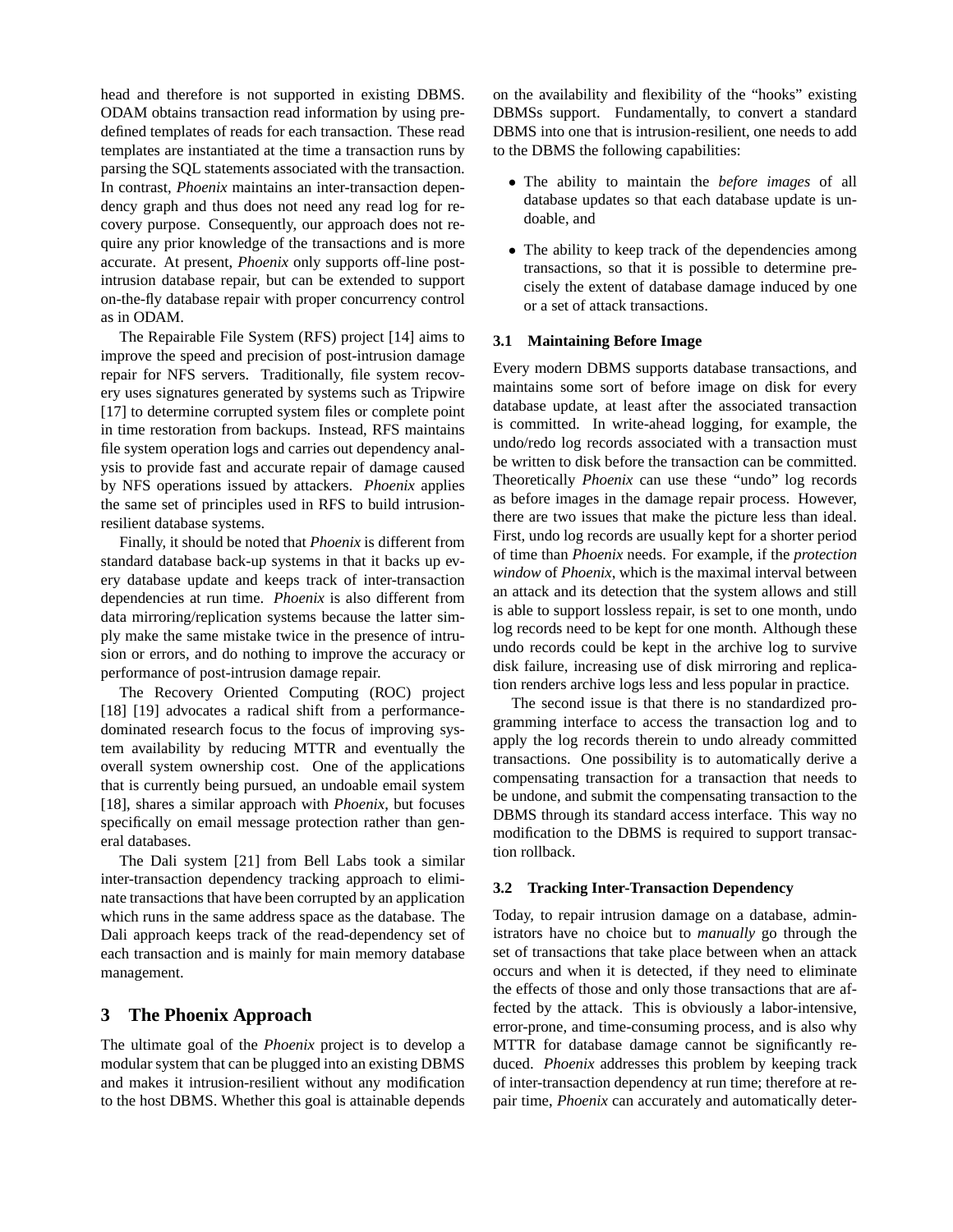head and therefore is not supported in existing DBMS. ODAM obtains transaction read information by using predefined templates of reads for each transaction. These read templates are instantiated at the time a transaction runs by parsing the SQL statements associated with the transaction. In contrast, *Phoenix* maintains an inter-transaction dependency graph and thus does not need any read log for recovery purpose. Consequently, our approach does not require any prior knowledge of the transactions and is more accurate. At present, *Phoenix* only supports off-line post-intrusion database repair, but can be extended to support on-the-fly database repair with proper concurrency control as in ODAM.

The Repairable File System (RFS) project [14] aims to improve the speed and precision of post-intrusion damage repair for NFS servers. Traditionally, file system recovery uses signatures generated by systems such as Tripwire [17] to determine corrupted system files or complete point in time restoration from backups. Instead, RFS maintains file system operation logs and carries out dependency analysis to provide fast and accurate repair of damage caused by NFS operations issued by attackers. *Phoenix* applies the same set of principles used in RFS to build intrusion-resilient database systems.

Finally, it should be noted that *Phoenix* is different from standard database back-up systems in that it backs up every database update and keeps track of inter-transaction dependencies at run time. *Phoenix* is also different from data mirroring/replication systems because the latter simply make the same mistake twice in the presence of intrusion or errors, and do nothing to improve the accuracy or performance of post-intrusion damage repair.

The Recovery Oriented Computing (ROC) project [18] [19] advocates a radical shift from a performance-dominated research focus to the focus of improving system availability by reducing MTTR and eventually the overall system ownership cost. One of the applications that is currently being pursued, an undoable email system [18], shares a similar approach with *Phoenix*, but focuses specifically on email message protection rather than general databases.

The Dali system [21] from Bell Labs took a similar inter-transaction dependency tracking approach to eliminate transactions that have been corrupted by an application which runs in the same address space as the database. The Dali approach keeps track of the read-dependency set of each transaction and is mainly for main memory database management.

# 3 The Phoenix Approach

The ultimate goal of the *Phoenix* project is to develop a modular system that can be plugged into an existing DBMS and makes it intrusion-resilient without any modification to the host DBMS. Whether this goal is attainable depends on the availability and flexibility of the "hooks" existing DBMSs support. Fundamentally, to convert a standard DBMS into one that is intrusion-resilient, one needs to add to the DBMS the following capabilities:

- The ability to maintain the *before images* of all database updates so that each database update is undoable, and
- The ability to keep track of the dependencies among transactions, so that it is possible to determine precisely the extent of database damage induced by one or a set of attack transactions.

## 3.1 Maintaining Before Image

Every modern DBMS supports database transactions, and maintains some sort of before image on disk for every database update, at least after the associated transaction is committed. In write-ahead logging, for example, the undo/redo log records associated with a transaction must be written to disk before the transaction can be committed. Theoretically *Phoenix* can use these "undo" log records as before images in the damage repair process. However, there are two issues that make the picture less than ideal. First, undo log records are usually kept for a shorter period of time than *Phoenix* needs. For example, if the *protection window* of *Phoenix*, which is the maximal interval between an attack and its detection that the system allows and still is able to support lossless repair, is set to one month, undo log records need to be kept for one month. Although these undo records could be kept in the archive log to survive disk failure, increasing use of disk mirroring and replication renders archive logs less and less popular in practice.

The second issue is that there is no standardized programming interface to access the transaction log and to apply the log records therein to undo already committed transactions. One possibility is to automatically derive a compensating transaction for a transaction that needs to be undone, and submit the compensating transaction to the DBMS through its standard access interface. This way no modification to the DBMS is required to support transaction rollback.

## 3.2 Tracking Inter-Transaction Dependency

Today, to repair intrusion damage on a database, administrators have no choice but to *manually* go through the set of transactions that take place between when an attack occurs and when it is detected, if they need to eliminate the effects of those and only those transactions that are affected by the attack. This is obviously a labor-intensive, error-prone, and time-consuming process, and is also why MTTR for database damage cannot be significantly reduced. *Phoenix* addresses this problem by keeping track of inter-transaction dependency at run time; therefore at repair time, *Phoenix* can accurately and automatically deter-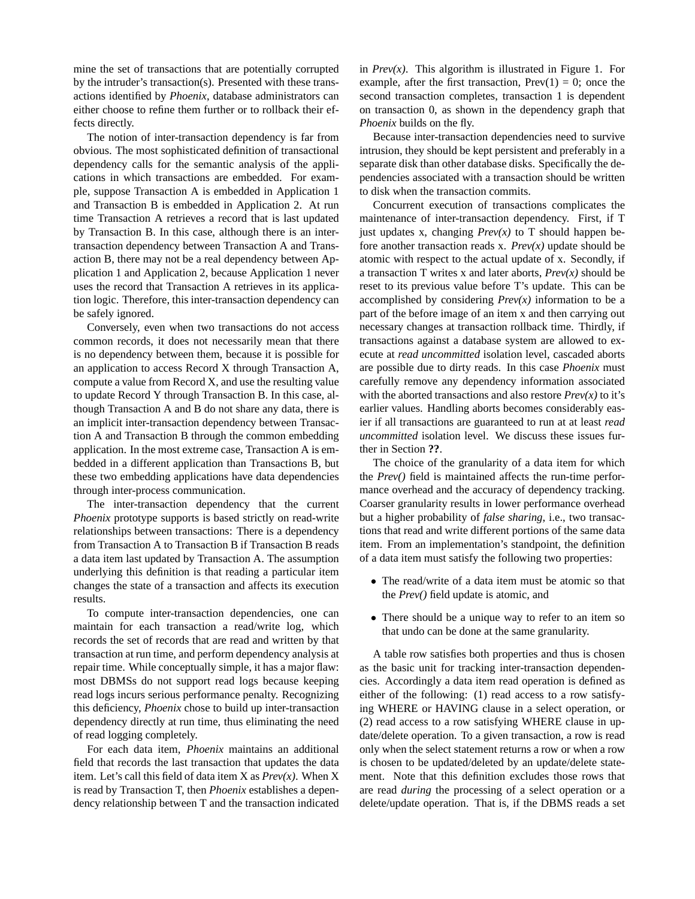mine the set of transactions that are potentially corrupted by the intruder's transaction(s). Presented with these transactions identified by *Phoenix*, database administrators can either choose to refine them further or to rollback their effects directly.

The notion of inter-transaction dependency is far from obvious. The most sophisticated definition of transactional dependency calls for the semantic analysis of the applications in which transactions are embedded. For example, suppose Transaction A is embedded in Application 1 and Transaction B is embedded in Application 2. At run time Transaction A retrieves a record that is last updated by Transaction B. In this case, although there is an inter-transaction dependency between Transaction A and Transaction B, there may not be a real dependency between Application 1 and Application 2, because Application 1 never uses the record that Transaction A retrieves in its application logic. Therefore, this inter-transaction dependency can be safely ignored.

Conversely, even when two transactions do not access common records, it does not necessarily mean that there is no dependency between them, because it is possible for an application to access Record X through Transaction A, compute a value from Record X, and use the resulting value to update Record Y through Transaction B. In this case, although Transaction A and B do not share any data, there is an implicit inter-transaction dependency between Transaction A and Transaction B through the common embedding application. In the most extreme case, Transaction A is embedded in a different application than Transactions B, but these two embedding applications have data dependencies through inter-process communication.

The inter-transaction dependency that the current *Phoenix* prototype supports is based strictly on read-write relationships between transactions: There is a dependency from Transaction A to Transaction B if Transaction B reads a data item last updated by Transaction A. The assumption underlying this definition is that reading a particular item changes the state of a transaction and affects its execution results.

To compute inter-transaction dependencies, one can maintain for each transaction a read/write log, which records the set of records that are read and written by that transaction at run time, and perform dependency analysis at repair time. While conceptually simple, it has a major flaw: most DBMSs do not support read logs because keeping read logs incurs serious performance penalty. Recognizing this deficiency, *Phoenix* chose to build up inter-transaction dependency directly at run time, thus eliminating the need of read logging completely.

For each data item, *Phoenix* maintains an additional field that records the last transaction that updates the data item. Let's call this field of data item X as *Prev(x)*. When X is read by Transaction T, then *Phoenix* establishes a dependency relationship between T and the transaction indicated in *Prev(x)*. This algorithm is illustrated in Figure 1. For example, after the first transaction, Prev(1) = 0; once the second transaction completes, transaction 1 is dependent on transaction 0, as shown in the dependency graph that *Phoenix* builds on the fly.

Because inter-transaction dependencies need to survive intrusion, they should be kept persistent and preferably in a separate disk than other database disks. Specifically the dependencies associated with a transaction should be written to disk when the transaction commits.

Concurrent execution of transactions complicates the maintenance of inter-transaction dependency. First, if T just updates x, changing *Prev(x)* to T should happen before another transaction reads x. *Prev(x)* update should be atomic with respect to the actual update of x. Secondly, if a transaction T writes x and later aborts, *Prev(x)* should be reset to its previous value before T's update. This can be accomplished by considering *Prev(x)* information to be a part of the before image of an item x and then carrying out necessary changes at transaction rollback time. Thirdly, if transactions against a database system are allowed to execute at *read uncommitted* isolation level, cascaded aborts are possible due to dirty reads. In this case *Phoenix* must carefully remove any dependency information associated with the aborted transactions and also restore *Prev(x)* to it's earlier values. Handling aborts becomes considerably easier if all transactions are guaranteed to run at at least *read uncommitted* isolation level. We discuss these issues further in Section **??**.

The choice of the granularity of a data item for which the *Prev()* field is maintained affects the run-time performance overhead and the accuracy of dependency tracking. Coarser granularity results in lower performance overhead but a higher probability of *false sharing*, i.e., two transactions that read and write different portions of the same data item. From an implementation's standpoint, the definition of a data item must satisfy the following two properties:

- The read/write of a data item must be atomic so that the *Prev()* field update is atomic, and
- There should be a unique way to refer to an item so that undo can be done at the same granularity.

A table row satisfies both properties and thus is chosen as the basic unit for tracking inter-transaction dependencies. Accordingly a data item read operation is defined as either of the following: (1) read access to a row satisfying WHERE or HAVING clause in a select operation, or (2) read access to a row satisfying WHERE clause in update/delete operation. To a given transaction, a row is read only when the select statement returns a row or when a row is chosen to be updated/deleted by an update/delete statement. Note that this definition excludes those rows that are read *during* the processing of a select operation or a delete/update operation. That is, if the DBMS reads a set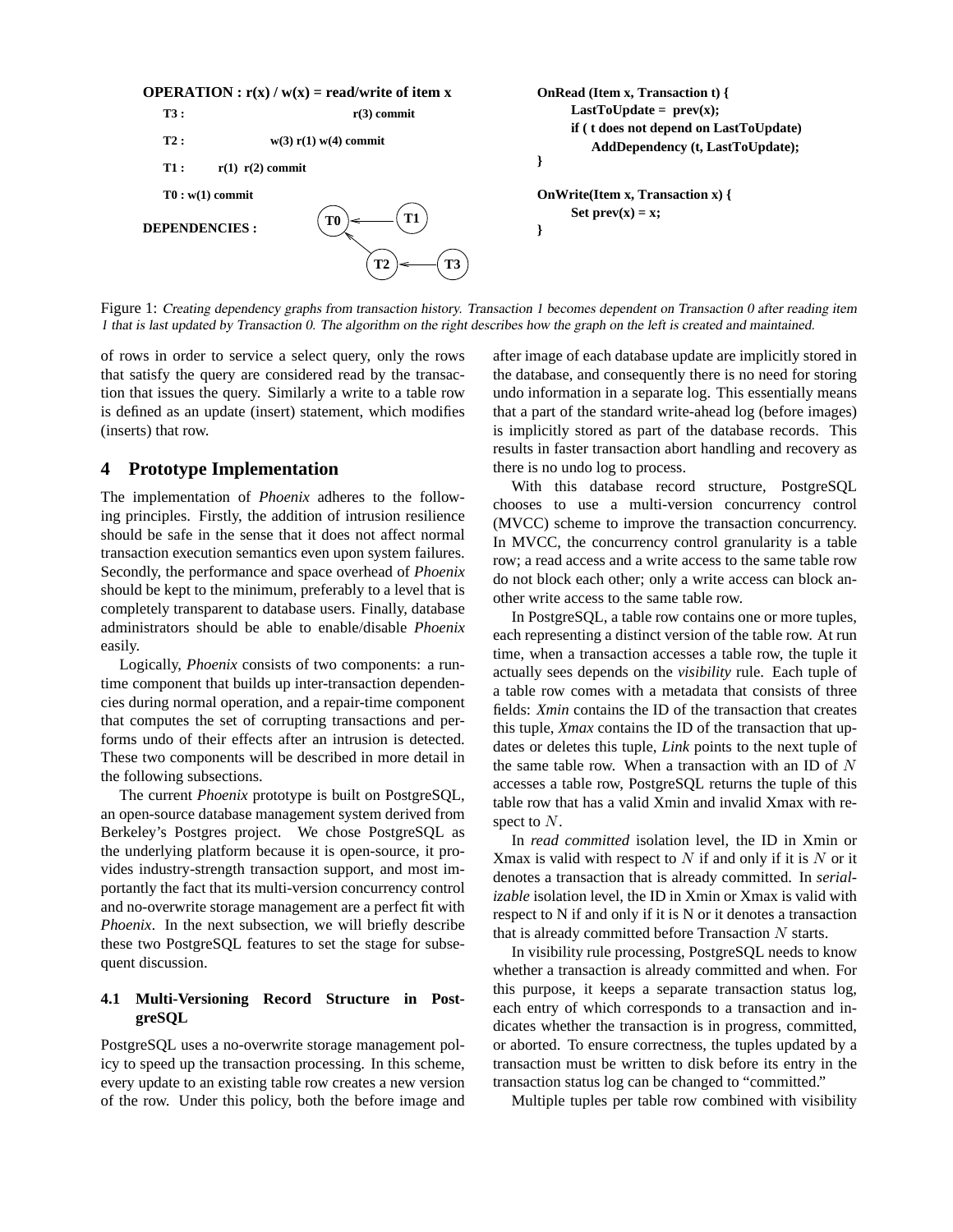**OPERATION : r(x) / w(x) = read/write of item x**

```
T3 :                              r(3) commit
T2 :                w(3) r(1) w(4) commit
T1 :      r(1)  r(2) commit
T0 : w(1) commit

DEPENDENCIES :   T0 <--- T1
                 T0 <--- T2 <--- T3
```

```
OnRead (Item x, Transaction t) {
    LastToUpdate = prev(x);
    if ( t does not depend on LastToUpdate)
        AddDependency (t, LastToUpdate);
}

OnWrite(Item x, Transaction x) {
    Set prev(x) = x;
}
```

Figure 1: *Creating dependency graphs from transaction history. Transaction 1 becomes dependent on Transaction 0 after reading item 1 that is last updated by Transaction 0. The algorithm on the right describes how the graph on the left is created and maintained.*

of rows in order to service a select query, only the rows that satisfy the query are considered read by the transaction that issues the query. Similarly a write to a table row is defined as an update (insert) statement, which modifies (inserts) that row.

## 4 Prototype Implementation

The implementation of *Phoenix* adheres to the following principles. Firstly, the addition of intrusion resilience should be safe in the sense that it does not affect normal transaction execution semantics even upon system failures. Secondly, the performance and space overhead of *Phoenix* should be kept to the minimum, preferably to a level that is completely transparent to database users. Finally, database administrators should be able to enable/disable *Phoenix* easily.

Logically, *Phoenix* consists of two components: a run-time component that builds up inter-transaction dependencies during normal operation, and a repair-time component that computes the set of corrupting transactions and performs undo of their effects after an intrusion is detected. These two components will be described in more detail in the following subsections.

The current *Phoenix* prototype is built on PostgreSQL, an open-source database management system derived from Berkeley's Postgres project. We chose PostgreSQL as the underlying platform because it is open-source, it provides industry-strength transaction support, and most importantly the fact that its multi-version concurrency control and no-overwrite storage management are a perfect fit with *Phoenix*. In the next subsection, we will briefly describe these two PostgreSQL features to set the stage for subsequent discussion.

### 4.1 Multi-Versioning Record Structure in PostgreSQL

PostgreSQL uses a no-overwrite storage management policy to speed up the transaction processing. In this scheme, every update to an existing table row creates a new version of the row. Under this policy, both the before image and after image of each database update are implicitly stored in the database, and consequently there is no need for storing undo information in a separate log. This essentially means that a part of the standard write-ahead log (before images) is implicitly stored as part of the database records. This results in faster transaction abort handling and recovery as there is no undo log to process.

With this database record structure, PostgreSQL chooses to use a multi-version concurrency control (MVCC) scheme to improve the transaction concurrency. In MVCC, the concurrency control granularity is a table row; a read access and a write access to the same table row do not block each other; only a write access can block another write access to the same table row.

In PostgreSQL, a table row contains one or more tuples, each representing a distinct version of the table row. At run time, when a transaction accesses a table row, the tuple it actually sees depends on the *visibility* rule. Each tuple of a table row comes with a metadata that consists of three fields: *Xmin* contains the ID of the transaction that creates this tuple, *Xmax* contains the ID of the transaction that updates or deletes this tuple, *Link* points to the next tuple of the same table row. When a transaction with an ID of $N$ accesses a table row, PostgreSQL returns the tuple of this table row that has a valid Xmin and invalid Xmax with respect to $N$.

In *read committed* isolation level, the ID in Xmin or Xmax is valid with respect to $N$ if and only if it is $N$ or it denotes a transaction that is already committed. In *serializable* isolation level, the ID in Xmin or Xmax is valid with respect to N if and only if it is N or it denotes a transaction that is already committed before Transaction $N$ starts.

In visibility rule processing, PostgreSQL needs to know whether a transaction is already committed and when. For this purpose, it keeps a separate transaction status log, each entry of which corresponds to a transaction and indicates whether the transaction is in progress, committed, or aborted. To ensure correctness, the tuples updated by a transaction must be written to disk before its entry in the transaction status log can be changed to "committed."

Multiple tuples per table row combined with visibility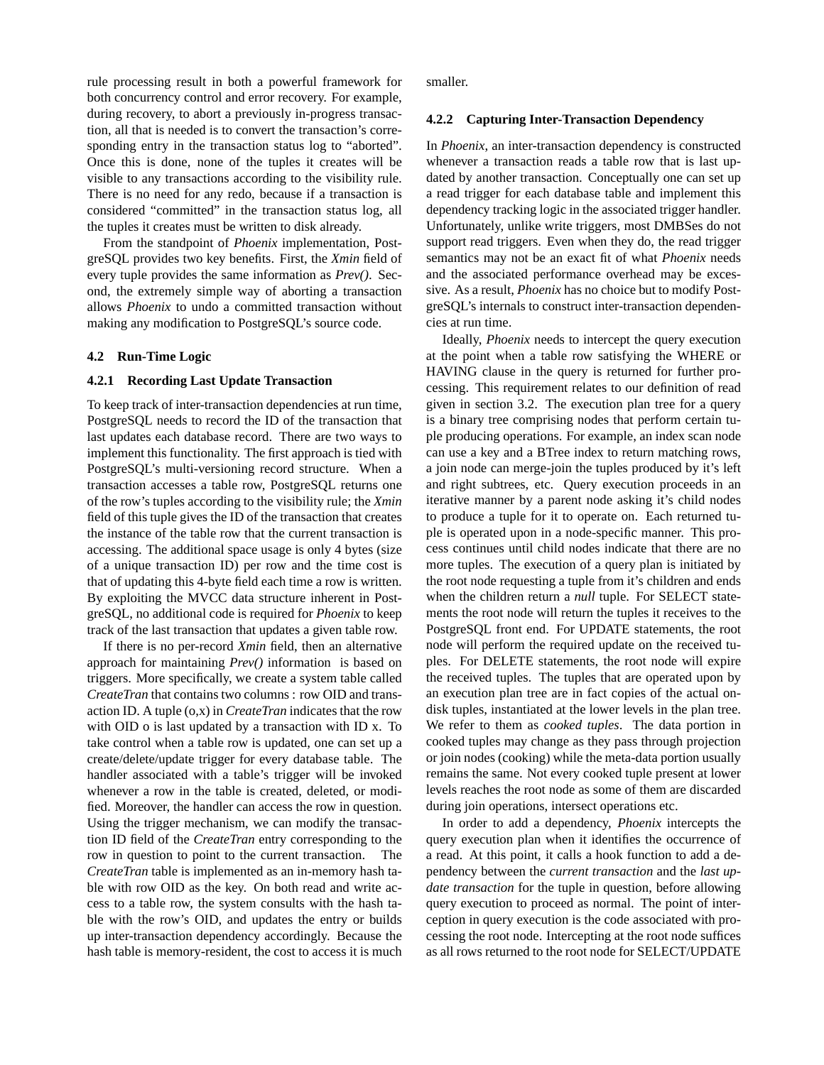rule processing result in both a powerful framework for both concurrency control and error recovery. For example, during recovery, to abort a previously in-progress transaction, all that is needed is to convert the transaction's corresponding entry in the transaction status log to "aborted". Once this is done, none of the tuples it creates will be visible to any transactions according to the visibility rule. There is no need for any redo, because if a transaction is considered "committed" in the transaction status log, all the tuples it creates must be written to disk already.

From the standpoint of *Phoenix* implementation, PostgreSQL provides two key benefits. First, the *Xmin* field of every tuple provides the same information as *Prev()*. Second, the extremely simple way of aborting a transaction allows *Phoenix* to undo a committed transaction without making any modification to PostgreSQL's source code.

### 4.2 Run-Time Logic

#### 4.2.1 Recording Last Update Transaction

To keep track of inter-transaction dependencies at run time, PostgreSQL needs to record the ID of the transaction that last updates each database record. There are two ways to implement this functionality. The first approach is tied with PostgreSQL's multi-versioning record structure. When a transaction accesses a table row, PostgreSQL returns one of the row's tuples according to the visibility rule; the *Xmin* field of this tuple gives the ID of the transaction that creates the instance of the table row that the current transaction is accessing. The additional space usage is only 4 bytes (size of a unique transaction ID) per row and the time cost is that of updating this 4-byte field each time a row is written. By exploiting the MVCC data structure inherent in PostgreSQL, no additional code is required for *Phoenix* to keep track of the last transaction that updates a given table row.

If there is no per-record *Xmin* field, then an alternative approach for maintaining *Prev()* information is based on triggers. More specifically, we create a system table called *CreateTran* that contains two columns : row OID and transaction ID. A tuple (o,x) in *CreateTran* indicates that the row with OID o is last updated by a transaction with ID x. To take control when a table row is updated, one can set up a create/delete/update trigger for every database table. The handler associated with a table's trigger will be invoked whenever a row in the table is created, deleted, or modified. Moreover, the handler can access the row in question. Using the trigger mechanism, we can modify the transaction ID field of the *CreateTran* entry corresponding to the row in question to point to the current transaction. The *CreateTran* table is implemented as an in-memory hash table with row OID as the key. On both read and write access to a table row, the system consults with the hash table with the row's OID, and updates the entry or builds up inter-transaction dependency accordingly. Because the hash table is memory-resident, the cost to access it is much smaller.

#### 4.2.2 Capturing Inter-Transaction Dependency

In *Phoenix*, an inter-transaction dependency is constructed whenever a transaction reads a table row that is last updated by another transaction. Conceptually one can set up a read trigger for each database table and implement this dependency tracking logic in the associated trigger handler. Unfortunately, unlike write triggers, most DMBSes do not support read triggers. Even when they do, the read trigger semantics may not be an exact fit of what *Phoenix* needs and the associated performance overhead may be excessive. As a result, *Phoenix* has no choice but to modify PostgreSQL's internals to construct inter-transaction dependencies at run time.

Ideally, *Phoenix* needs to intercept the query execution at the point when a table row satisfying the WHERE or HAVING clause in the query is returned for further processing. This requirement relates to our definition of read given in section 3.2. The execution plan tree for a query is a binary tree comprising nodes that perform certain tuple producing operations. For example, an index scan node can use a key and a BTree index to return matching rows, a join node can merge-join the tuples produced by it's left and right subtrees, etc. Query execution proceeds in an iterative manner by a parent node asking it's child nodes to produce a tuple for it to operate on. Each returned tuple is operated upon in a node-specific manner. This process continues until child nodes indicate that there are no more tuples. The execution of a query plan is initiated by the root node requesting a tuple from it's children and ends when the children return a *null* tuple. For SELECT statements the root node will return the tuples it receives to the PostgreSQL front end. For UPDATE statements, the root node will perform the required update on the received tuples. For DELETE statements, the root node will expire the received tuples. The tuples that are operated upon by an execution plan tree are in fact copies of the actual on-disk tuples, instantiated at the lower levels in the plan tree. We refer to them as *cooked tuples*. The data portion in cooked tuples may change as they pass through projection or join nodes (cooking) while the meta-data portion usually remains the same. Not every cooked tuple present at lower levels reaches the root node as some of them are discarded during join operations, intersect operations etc.

In order to add a dependency, *Phoenix* intercepts the query execution plan when it identifies the occurrence of a read. At this point, it calls a hook function to add a dependency between the *current transaction* and the *last update transaction* for the tuple in question, before allowing query execution to proceed as normal. The point of interception in query execution is the code associated with processing the root node. Intercepting at the root node suffices as all rows returned to the root node for SELECT/UPDATE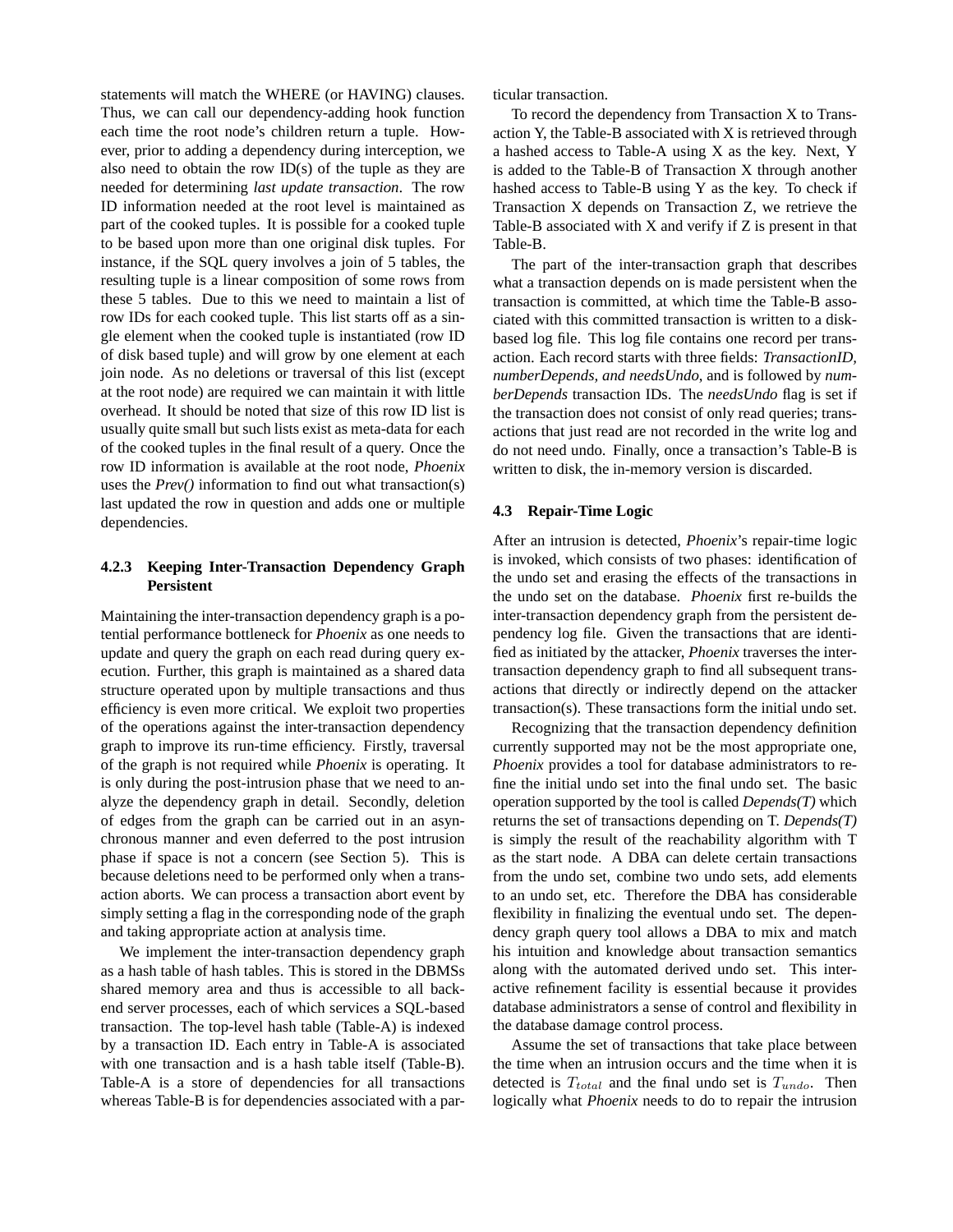statements will match the WHERE (or HAVING) clauses. Thus, we can call our dependency-adding hook function each time the root node's children return a tuple. However, prior to adding a dependency during interception, we also need to obtain the row ID(s) of the tuple as they are needed for determining *last update transaction*. The row ID information needed at the root level is maintained as part of the cooked tuples. It is possible for a cooked tuple to be based upon more than one original disk tuples. For instance, if the SQL query involves a join of 5 tables, the resulting tuple is a linear composition of some rows from these 5 tables. Due to this we need to maintain a list of row IDs for each cooked tuple. This list starts off as a single element when the cooked tuple is instantiated (row ID of disk based tuple) and will grow by one element at each join node. As no deletions or traversal of this list (except at the root node) are required we can maintain it with little overhead. It should be noted that size of this row ID list is usually quite small but such lists exist as meta-data for each of the cooked tuples in the final result of a query. Once the row ID information is available at the root node, *Phoenix* uses the *Prev()* information to find out what transaction(s) last updated the row in question and adds one or multiple dependencies.

#### 4.2.3 Keeping Inter-Transaction Dependency Graph Persistent

Maintaining the inter-transaction dependency graph is a potential performance bottleneck for *Phoenix* as one needs to update and query the graph on each read during query execution. Further, this graph is maintained as a shared data structure operated upon by multiple transactions and thus efficiency is even more critical. We exploit two properties of the operations against the inter-transaction dependency graph to improve its run-time efficiency. Firstly, traversal of the graph is not required while *Phoenix* is operating. It is only during the post-intrusion phase that we need to analyze the dependency graph in detail. Secondly, deletion of edges from the graph can be carried out in an asynchronous manner and even deferred to the post intrusion phase if space is not a concern (see Section 5). This is because deletions need to be performed only when a transaction aborts. We can process a transaction abort event by simply setting a flag in the corresponding node of the graph and taking appropriate action at analysis time.

We implement the inter-transaction dependency graph as a hash table of hash tables. This is stored in the DBMSs shared memory area and thus is accessible to all backend server processes, each of which services a SQL-based transaction. The top-level hash table (Table-A) is indexed by a transaction ID. Each entry in Table-A is associated with one transaction and is a hash table itself (Table-B). Table-A is a store of dependencies for all transactions whereas Table-B is for dependencies associated with a particular transaction.

To record the dependency from Transaction X to Transaction Y, the Table-B associated with X is retrieved through a hashed access to Table-A using X as the key. Next, Y is added to the Table-B of Transaction X through another hashed access to Table-B using Y as the key. To check if Transaction X depends on Transaction Z, we retrieve the Table-B associated with X and verify if Z is present in that Table-B.

The part of the inter-transaction graph that describes what a transaction depends on is made persistent when the transaction is committed, at which time the Table-B associated with this committed transaction is written to a disk-based log file. This log file contains one record per transaction. Each record starts with three fields: *TransactionID*, *numberDepends, and needsUndo*, and is followed by *numberDepends* transaction IDs. The *needsUndo* flag is set if the transaction does not consist of only read queries; transactions that just read are not recorded in the write log and do not need undo. Finally, once a transaction's Table-B is written to disk, the in-memory version is discarded.

### 4.3 Repair-Time Logic

After an intrusion is detected, *Phoenix*'s repair-time logic is invoked, which consists of two phases: identification of the undo set and erasing the effects of the transactions in the undo set on the database. *Phoenix* first re-builds the inter-transaction dependency graph from the persistent dependency log file. Given the transactions that are identified as initiated by the attacker, *Phoenix* traverses the inter-transaction dependency graph to find all subsequent transactions that directly or indirectly depend on the attacker transaction(s). These transactions form the initial undo set.

Recognizing that the transaction dependency definition currently supported may not be the most appropriate one, *Phoenix* provides a tool for database administrators to refine the initial undo set into the final undo set. The basic operation supported by the tool is called *Depends(T)* which returns the set of transactions depending on T. *Depends(T)* is simply the result of the reachability algorithm with T as the start node. A DBA can delete certain transactions from the undo set, combine two undo sets, add elements to an undo set, etc. Therefore the DBA has considerable flexibility in finalizing the eventual undo set. The dependency graph query tool allows a DBA to mix and match his intuition and knowledge about transaction semantics along with the automated derived undo set. This interactive refinement facility is essential because it provides database administrators a sense of control and flexibility in the database damage control process.

Assume the set of transactions that take place between the time when an intrusion occurs and the time when it is detected is $T_{total}$ and the final undo set is $T_{undo}$. Then logically what *Phoenix* needs to do to repair the intrusion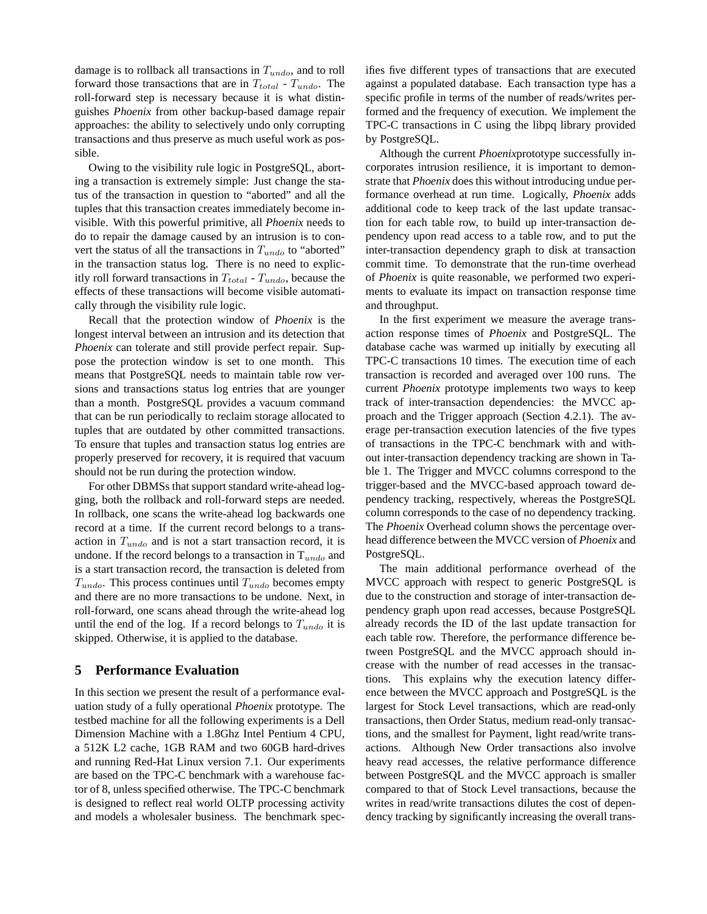damage is to rollback all transactions in $T_{undo}$, and to roll forward those transactions that are in $T_{total}$ - $T_{undo}$. The roll-forward step is necessary because it is what distinguishes *Phoenix* from other backup-based damage repair approaches: the ability to selectively undo only corrupting transactions and thus preserve as much useful work as possible.

Owing to the visibility rule logic in PostgreSQL, aborting a transaction is extremely simple: Just change the status of the transaction in question to "aborted" and all the tuples that this transaction creates immediately become invisible. With this powerful primitive, all *Phoenix* needs to do to repair the damage caused by an intrusion is to convert the status of all the transactions in $T_{undo}$ to "aborted" in the transaction status log. There is no need to explicitly roll forward transactions in $T_{total}$ - $T_{undo}$, because the effects of these transactions will become visible automatically through the visibility rule logic.

Recall that the protection window of *Phoenix* is the longest interval between an intrusion and its detection that *Phoenix* can tolerate and still provide perfect repair. Suppose the protection window is set to one month. This means that PostgreSQL needs to maintain table row versions and transactions status log entries that are younger than a month. PostgreSQL provides a vacuum command that can be run periodically to reclaim storage allocated to tuples that are outdated by other committed transactions. To ensure that tuples and transaction status log entries are properly preserved for recovery, it is required that vacuum should not be run during the protection window.

For other DBMSs that support standard write-ahead logging, both the rollback and roll-forward steps are needed. In rollback, one scans the write-ahead log backwards one record at a time. If the current record belongs to a transaction in $T_{undo}$ and is not a start transaction record, it is undone. If the record belongs to a transaction in $T_{undo}$ and is a start transaction record, the transaction is deleted from $T_{undo}$. This process continues until $T_{undo}$ becomes empty and there are no more transactions to be undone. Next, in roll-forward, one scans ahead through the write-ahead log until the end of the log. If a record belongs to $T_{undo}$ it is skipped. Otherwise, it is applied to the database.

## 5 Performance Evaluation

In this section we present the result of a performance evaluation study of a fully operational *Phoenix* prototype. The testbed machine for all the following experiments is a Dell Dimension Machine with a 1.8Ghz Intel Pentium 4 CPU, a 512K L2 cache, 1GB RAM and two 60GB hard-drives and running Red-Hat Linux version 7.1. Our experiments are based on the TPC-C benchmark with a warehouse factor of 8, unless specified otherwise. The TPC-C benchmark is designed to reflect real world OLTP processing activity and models a wholesaler business. The benchmark specifies five different types of transactions that are executed against a populated database. Each transaction type has a specific profile in terms of the number of reads/writes performed and the frequency of execution. We implement the TPC-C transactions in C using the libpq library provided by PostgreSQL.

Although the current *Phoenix*prototype successfully incorporates intrusion resilience, it is important to demonstrate that *Phoenix* does this without introducing undue performance overhead at run time. Logically, *Phoenix* adds additional code to keep track of the last update transaction for each table row, to build up inter-transaction dependency upon read access to a table row, and to put the inter-transaction dependency graph to disk at transaction commit time. To demonstrate that the run-time overhead of *Phoenix* is quite reasonable, we performed two experiments to evaluate its impact on transaction response time and throughput.

In the first experiment we measure the average transaction response times of *Phoenix* and PostgreSQL. The database cache was warmed up initially by executing all TPC-C transactions 10 times. The execution time of each transaction is recorded and averaged over 100 runs. The current *Phoenix* prototype implements two ways to keep track of inter-transaction dependencies: the MVCC approach and the Trigger approach (Section 4.2.1). The average per-transaction execution latencies of the five types of transactions in the TPC-C benchmark with and without inter-transaction dependency tracking are shown in Table 1. The Trigger and MVCC columns correspond to the trigger-based and the MVCC-based approach toward dependency tracking, respectively, whereas the PostgreSQL column corresponds to the case of no dependency tracking. The *Phoenix* Overhead column shows the percentage overhead difference between the MVCC version of *Phoenix* and PostgreSQL.

The main additional performance overhead of the MVCC approach with respect to generic PostgreSQL is due to the construction and storage of inter-transaction dependency graph upon read accesses, because PostgreSQL already records the ID of the last update transaction for each table row. Therefore, the performance difference between PostgreSQL and the MVCC approach should increase with the number of read accesses in the transactions. This explains why the execution latency difference between the MVCC approach and PostgreSQL is the largest for Stock Level transactions, which are read-only transactions, then Order Status, medium read-only transactions, and the smallest for Payment, light read/write transactions. Although New Order transactions also involve heavy read accesses, the relative performance difference between PostgreSQL and the MVCC approach is smaller compared to that of Stock Level transactions, because the writes in read/write transactions dilutes the cost of dependency tracking by significantly increasing the overall trans-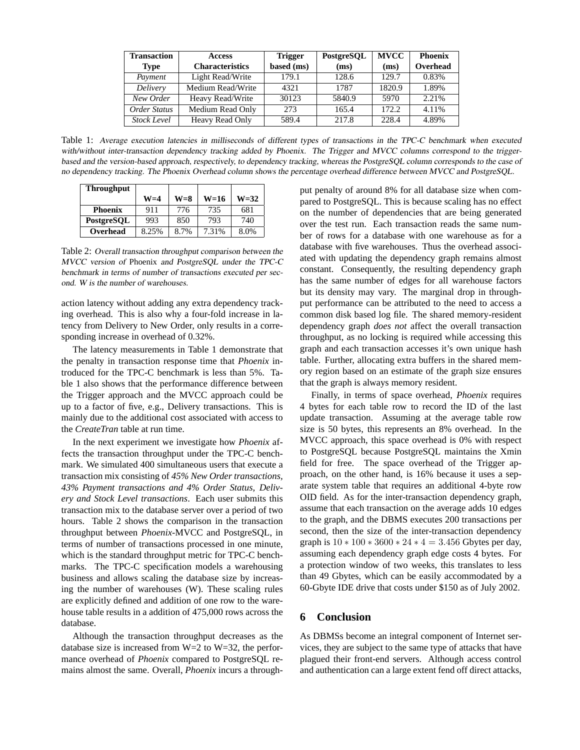| Transaction Type | Access Characteristics | Trigger based (ms) | PostgreSQL (ms) | MVCC (ms) | Phoenix Overhead |
|---|---|---|---|---|---|
| *Payment* | Light Read/Write | 179.1 | 128.6 | 129.7 | 0.83% |
| *Delivery* | Medium Read/Write | 4321 | 1787 | 1820.9 | 1.89% |
| *New Order* | Heavy Read/Write | 30123 | 5840.9 | 5970 | 2.21% |
| *Order Status* | Medium Read Only | 273 | 165.4 | 172.2 | 4.11% |
| *Stock Level* | Heavy Read Only | 589.4 | 217.8 | 228.4 | 4.89% |

Table 1: *Average execution latencies in milliseconds of different types of transactions in the TPC-C benchmark when executed with/without inter-transaction dependency tracking added by Phoenix. The Trigger and MVCC columns correspond to the trigger-based and the version-based approach, respectively, to dependency tracking, whereas the PostgreSQL column corresponds to the case of no dependency tracking. The Phoenix Overhead column shows the percentage overhead difference between MVCC and PostgreSQL.*

| Throughput | W=4 | W=8 | W=16 | W=32 |
|---|---|---|---|---|
| **Phoenix** | 911 | 776 | 735 | 681 |
| **PostgreSQL** | 993 | 850 | 793 | 740 |
| **Overhead** | 8.25% | 8.7% | 7.31% | 8.0% |

Table 2: *Overall transaction throughput comparison between the MVCC version of* Phoenix *and PostgreSQL under the TPC-C benchmark in terms of number of transactions executed per second. W is the number of warehouses.*

action latency without adding any extra dependency tracking overhead. This is also why a four-fold increase in latency from Delivery to New Order, only results in a corresponding increase in overhead of 0.32%.

The latency measurements in Table 1 demonstrate that the penalty in transaction response time that *Phoenix* introduced for the TPC-C benchmark is less than 5%. Table 1 also shows that the performance difference between the Trigger approach and the MVCC approach could be up to a factor of five, e.g., Delivery transactions. This is mainly due to the additional cost associated with access to the *CreateTran* table at run time.

In the next experiment we investigate how *Phoenix* affects the transaction throughput under the TPC-C benchmark. We simulated 400 simultaneous users that execute a transaction mix consisting of *45% New Order transactions, 43% Payment transactions and 4% Order Status, Delivery and Stock Level transactions*. Each user submits this transaction mix to the database server over a period of two hours. Table 2 shows the comparison in the transaction throughput between *Phoenix*-MVCC and PostgreSQL, in terms of number of transactions processed in one minute, which is the standard throughput metric for TPC-C benchmarks. The TPC-C specification models a warehousing business and allows scaling the database size by increasing the number of warehouses (W). These scaling rules are explicitly defined and addition of one row to the warehouse table results in a addition of 475,000 rows across the database.

Although the transaction throughput decreases as the database size is increased from W=2 to W=32, the performance overhead of *Phoenix* compared to PostgreSQL remains almost the same. Overall, *Phoenix* incurs a throughput penalty of around 8% for all database size when compared to PostgreSQL. This is because scaling has no effect on the number of dependencies that are being generated over the test run. Each transaction reads the same number of rows for a database with one warehouse as for a database with five warehouses. Thus the overhead associated with updating the dependency graph remains almost constant. Consequently, the resulting dependency graph has the same number of edges for all warehouse factors but its density may vary. The marginal drop in throughput performance can be attributed to the need to access a common disk based log file. The shared memory-resident dependency graph *does not* affect the overall transaction throughput, as no locking is required while accessing this graph and each transaction accesses it's own unique hash table. Further, allocating extra buffers in the shared memory region based on an estimate of the graph size ensures that the graph is always memory resident.

Finally, in terms of space overhead, *Phoenix* requires 4 bytes for each table row to record the ID of the last update transaction. Assuming at the average table row size is 50 bytes, this represents an 8% overhead. In the MVCC approach, this space overhead is 0% with respect to PostgreSQL because PostgreSQL maintains the Xmin field for free. The space overhead of the Trigger approach, on the other hand, is 16% because it uses a separate system table that requires an additional 4-byte row OID field. As for the inter-transaction dependency graph, assume that each transaction on the average adds 10 edges to the graph, and the DBMS executes 200 transactions per second, then the size of the inter-transaction dependency graph is $10 * 100 * 3600 * 24 * 4 = 3.456$ Gbytes per day, assuming each dependency graph edge costs 4 bytes. For a protection window of two weeks, this translates to less than 49 Gbytes, which can be easily accommodated by a 60-Gbyte IDE drive that costs under $150 as of July 2002.

## 6 Conclusion

As DBMSs become an integral component of Internet services, they are subject to the same type of attacks that have plagued their front-end servers. Although access control and authentication can a large extent fend off direct attacks,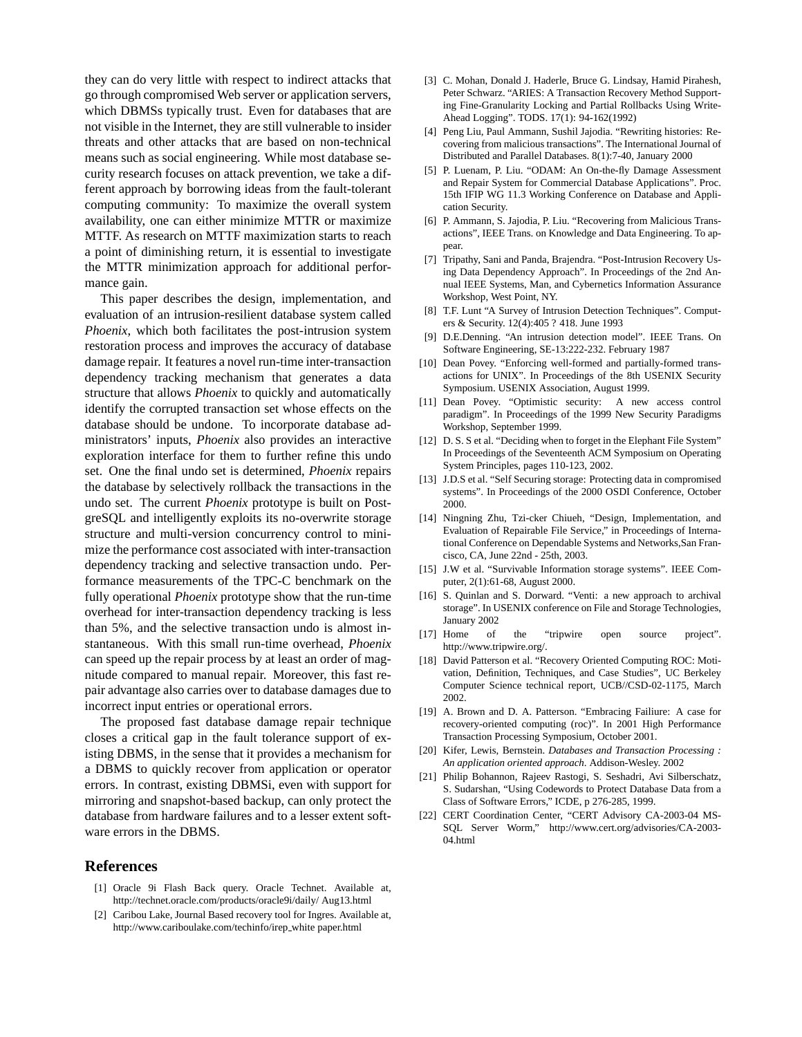they can do very little with respect to indirect attacks that go through compromised Web server or application servers, which DBMSs typically trust. Even for databases that are not visible in the Internet, they are still vulnerable to insider threats and other attacks that are based on non-technical means such as social engineering. While most database security research focuses on attack prevention, we take a different approach by borrowing ideas from the fault-tolerant computing community: To maximize the overall system availability, one can either minimize MTTR or maximize MTTF. As research on MTTF maximization starts to reach a point of diminishing return, it is essential to investigate the MTTR minimization approach for additional performance gain.

This paper describes the design, implementation, and evaluation of an intrusion-resilient database system called *Phoenix*, which both facilitates the post-intrusion system restoration process and improves the accuracy of database damage repair. It features a novel run-time inter-transaction dependency tracking mechanism that generates a data structure that allows *Phoenix* to quickly and automatically identify the corrupted transaction set whose effects on the database should be undone. To incorporate database administrators' inputs, *Phoenix* also provides an interactive exploration interface for them to further refine this undo set. One the final undo set is determined, *Phoenix* repairs the database by selectively rollback the transactions in the undo set. The current *Phoenix* prototype is built on PostgreSQL and intelligently exploits its no-overwrite storage structure and multi-version concurrency control to minimize the performance cost associated with inter-transaction dependency tracking and selective transaction undo. Performance measurements of the TPC-C benchmark on the fully operational *Phoenix* prototype show that the run-time overhead for inter-transaction dependency tracking is less than 5%, and the selective transaction undo is almost instantaneous. With this small run-time overhead, *Phoenix* can speed up the repair process by at least an order of magnitude compared to manual repair. Moreover, this fast repair advantage also carries over to database damages due to incorrect input entries or operational errors.

The proposed fast database damage repair technique closes a critical gap in the fault tolerance support of existing DBMS, in the sense that it provides a mechanism for a DBMS to quickly recover from application or operator errors. In contrast, existing DBMSi, even with support for mirroring and snapshot-based backup, can only protect the database from hardware failures and to a lesser extent software errors in the DBMS.

## References

[1] Oracle 9i Flash Back query. Oracle Technet. Available at, http://technet.oracle.com/products/oracle9i/daily/ Aug13.html

[2] Caribou Lake, Journal Based recovery tool for Ingres. Available at, http://www.cariboulake.com/techinfo/irep_white paper.html

[3] C. Mohan, Donald J. Haderle, Bruce G. Lindsay, Hamid Pirahesh, Peter Schwarz. "ARIES: A Transaction Recovery Method Supporting Fine-Granularity Locking and Partial Rollbacks Using Write-Ahead Logging". TODS. 17(1): 94-162(1992)

[4] Peng Liu, Paul Ammann, Sushil Jajodia. "Rewriting histories: Recovering from malicious transactions". The International Journal of Distributed and Parallel Databases. 8(1):7-40, January 2000

[5] P. Luenam, P. Liu. "ODAM: An On-the-fly Damage Assessment and Repair System for Commercial Database Applications". Proc. 15th IFIP WG 11.3 Working Conference on Database and Application Security.

[6] P. Ammann, S. Jajodia, P. Liu. "Recovering from Malicious Transactions", IEEE Trans. on Knowledge and Data Engineering. To appear.

[7] Tripathy, Sani and Panda, Brajendra. "Post-Intrusion Recovery Using Data Dependency Approach". In Proceedings of the 2nd Annual IEEE Systems, Man, and Cybernetics Information Assurance Workshop, West Point, NY.

[8] T.F. Lunt "A Survey of Intrusion Detection Techniques". Computers & Security. 12(4):405 ? 418. June 1993

[9] D.E.Denning. "An intrusion detection model". IEEE Trans. On Software Engineering, SE-13:222-232. February 1987

[10] Dean Povey. "Enforcing well-formed and partially-formed transactions for UNIX". In Proceedings of the 8th USENIX Security Symposium. USENIX Association, August 1999.

[11] Dean Povey. "Optimistic security: A new access control paradigm". In Proceedings of the 1999 New Security Paradigms Workshop, September 1999.

[12] D. S. S et al. "Deciding when to forget in the Elephant File System" In Proceedings of the Seventeenth ACM Symposium on Operating System Principles, pages 110-123, 2002.

[13] J.D.S et al. "Self Securing storage: Protecting data in compromised systems". In Proceedings of the 2000 OSDI Conference, October 2000.

[14] Ningning Zhu, Tzi-cker Chiueh, "Design, Implementation, and Evaluation of Repairable File Service," in Proceedings of International Conference on Dependable Systems and Networks,San Francisco, CA, June 22nd - 25th, 2003.

[15] J.W et al. "Survivable Information storage systems". IEEE Computer, 2(1):61-68, August 2000.

[16] S. Quinlan and S. Dorward. "Venti: a new approach to archival storage". In USENIX conference on File and Storage Technologies, January 2002

[17] Home of the "tripwire open source project". http://www.tripwire.org/.

[18] David Patterson et al. "Recovery Oriented Computing ROC: Motivation, Definition, Techniques, and Case Studies", UC Berkeley Computer Science technical report, UCB//CSD-02-1175, March 2002.

[19] A. Brown and D. A. Patterson. "Embracing Failiure: A case for recovery-oriented computing (roc)". In 2001 High Performance Transaction Processing Symposium, October 2001.

[20] Kifer, Lewis, Bernstein. *Databases and Transaction Processing : An application oriented approach.* Addison-Wesley. 2002

[21] Philip Bohannon, Rajeev Rastogi, S. Seshadri, Avi Silberschatz, S. Sudarshan, "Using Codewords to Protect Database Data from a Class of Software Errors," ICDE, p 276-285, 1999.

[22] CERT Coordination Center, "CERT Advisory CA-2003-04 MS-SQL Server Worm," http://www.cert.org/advisories/CA-2003-04.html